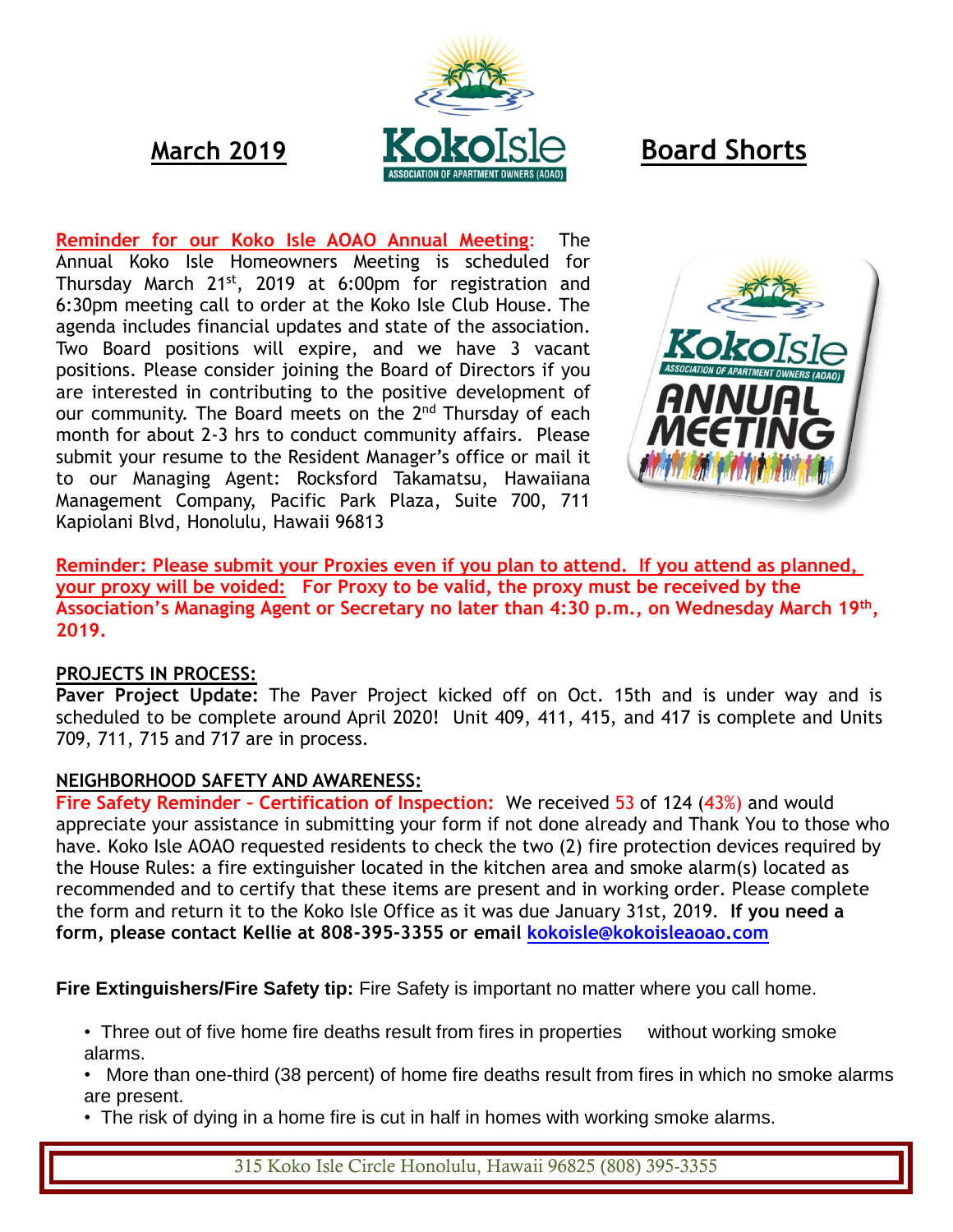**March 2019** **Board Shorts**

**Reminder for our Koko Isle AOAO Annual Meeting:** The Annual Koko Isle Homeowners Meeting is scheduled for Thursday March 21st, 2019 at 6:00pm for registration and 6:30pm meeting call to order at the Koko Isle Club House. The agenda includes financial updates and state of the association. Two Board positions will expire, and we have 3 vacant positions. Please consider joining the Board of Directors if you are interested in contributing to the positive development of our community. The Board meets on the 2nd Thursday of each month for about 2-3 hrs to conduct community affairs. Please submit your resume to the Resident Manager's office or mail it to our Managing Agent: Rocksford Takamatsu, Hawaiiana Management Company, Pacific Park Plaza, Suite 700, 711 Kapiolani Blvd, Honolulu, Hawaii 96813

**Reminder: Please submit your Proxies even if you plan to attend. If you attend as planned, your proxy will be voided: For Proxy to be valid, the proxy must be received by the Association's Managing Agent or Secretary no later than 4:30 p.m., on Wednesday March 19th, 2019.**

## PROJECTS IN PROCESS:

**Paver Project Update:** The Paver Project kicked off on Oct. 15th and is under way and is scheduled to be complete around April 2020! Unit 409, 411, 415, and 417 is complete and Units 709, 711, 715 and 717 are in process.

## NEIGHBORHOOD SAFETY AND AWARENESS:

**Fire Safety Reminder - Certification of Inspection:** We received 53 of 124 (43%) and would appreciate your assistance in submitting your form if not done already and Thank You to those who have. Koko Isle AOAO requested residents to check the two (2) fire protection devices required by the House Rules: a fire extinguisher located in the kitchen area and smoke alarm(s) located as recommended and to certify that these items are present and in working order. Please complete the form and return it to the Koko Isle Office as it was due January 31st, 2019. **If you need a form, please contact Kellie at 808-395-3355 or email kokoisle@kokoisleaoao.com**

**Fire Extinguishers/Fire Safety tip:** Fire Safety is important no matter where you call home.

- Three out of five home fire deaths result from fires in properties without working smoke alarms.
- More than one-third (38 percent) of home fire deaths result from fires in which no smoke alarms are present.
- The risk of dying in a home fire is cut in half in homes with working smoke alarms.

315 Koko Isle Circle Honolulu, Hawaii 96825 (808) 395-3355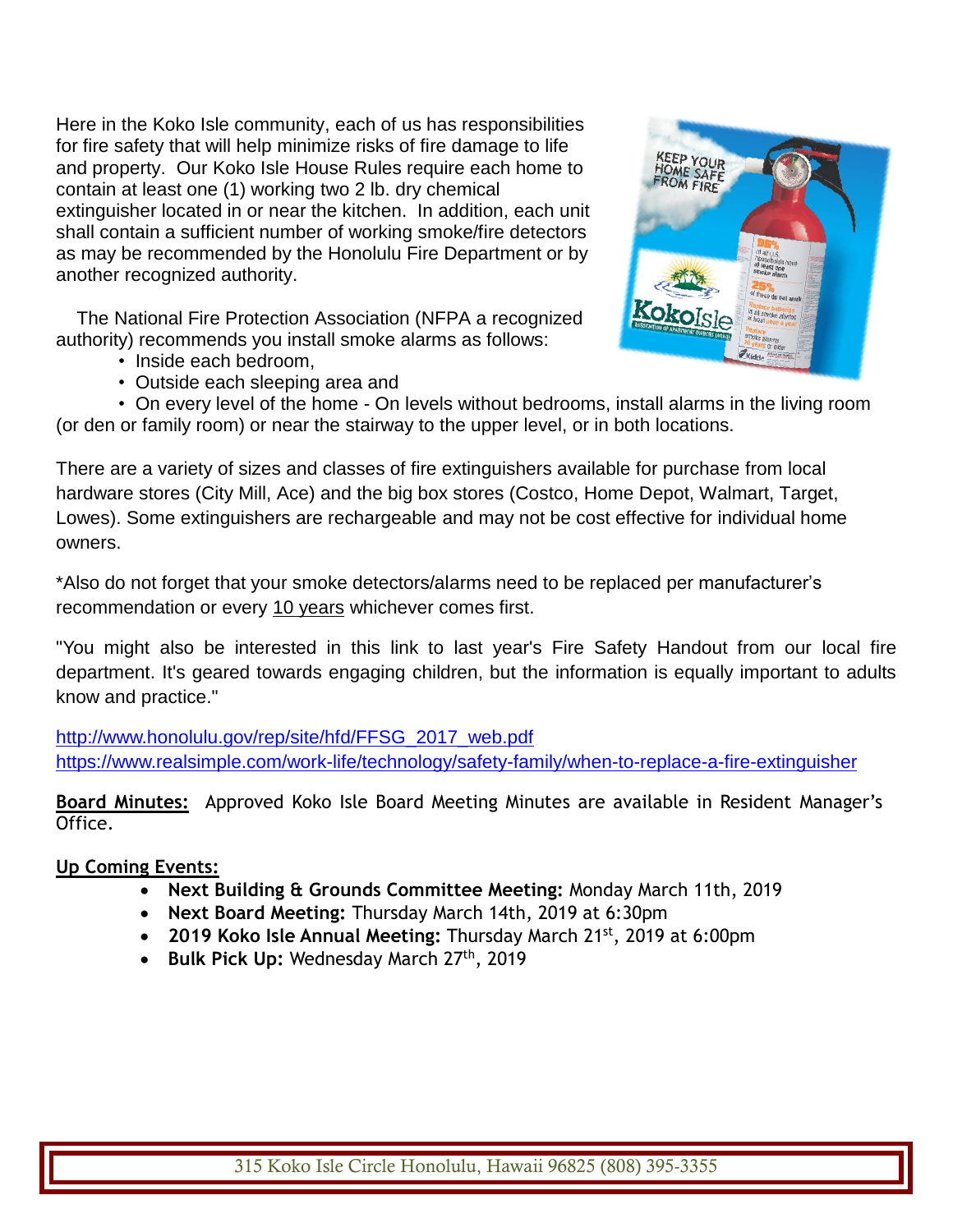Here in the Koko Isle community, each of us has responsibilities for fire safety that will help minimize risks of fire damage to life and property. Our Koko Isle House Rules require each home to contain at least one (1) working two 2 lb. dry chemical extinguisher located in or near the kitchen. In addition, each unit shall contain a sufficient number of working smoke/fire detectors as may be recommended by the Honolulu Fire Department or by another recognized authority.

The National Fire Protection Association (NFPA a recognized authority) recommends you install smoke alarms as follows:

- Inside each bedroom,
- Outside each sleeping area and
- On every level of the home - On levels without bedrooms, install alarms in the living room (or den or family room) or near the stairway to the upper level, or in both locations.

There are a variety of sizes and classes of fire extinguishers available for purchase from local hardware stores (City Mill, Ace) and the big box stores (Costco, Home Depot, Walmart, Target, Lowes). Some extinguishers are rechargeable and may not be cost effective for individual home owners.

*Also do not forget that your smoke detectors/alarms need to be replaced per manufacturer's recommendation or every 10 years whichever comes first.

"You might also be interested in this link to last year's Fire Safety Handout from our local fire department. It's geared towards engaging children, but the information is equally important to adults know and practice."

http://www.honolulu.gov/rep/site/hfd/FFSG_2017_web.pdf
https://www.realsimple.com/work-life/technology/safety-family/when-to-replace-a-fire-extinguisher

**Board Minutes:** Approved Koko Isle Board Meeting Minutes are available in Resident Manager's Office.

**Up Coming Events:**

- **Next Building & Grounds Committee Meeting:** Monday March 11th, 2019
- **Next Board Meeting:** Thursday March 14th, 2019 at 6:30pm
- **2019 Koko Isle Annual Meeting:** Thursday March 21st, 2019 at 6:00pm
- **Bulk Pick Up:** Wednesday March 27th, 2019

315 Koko Isle Circle Honolulu, Hawaii 96825 (808) 395-3355